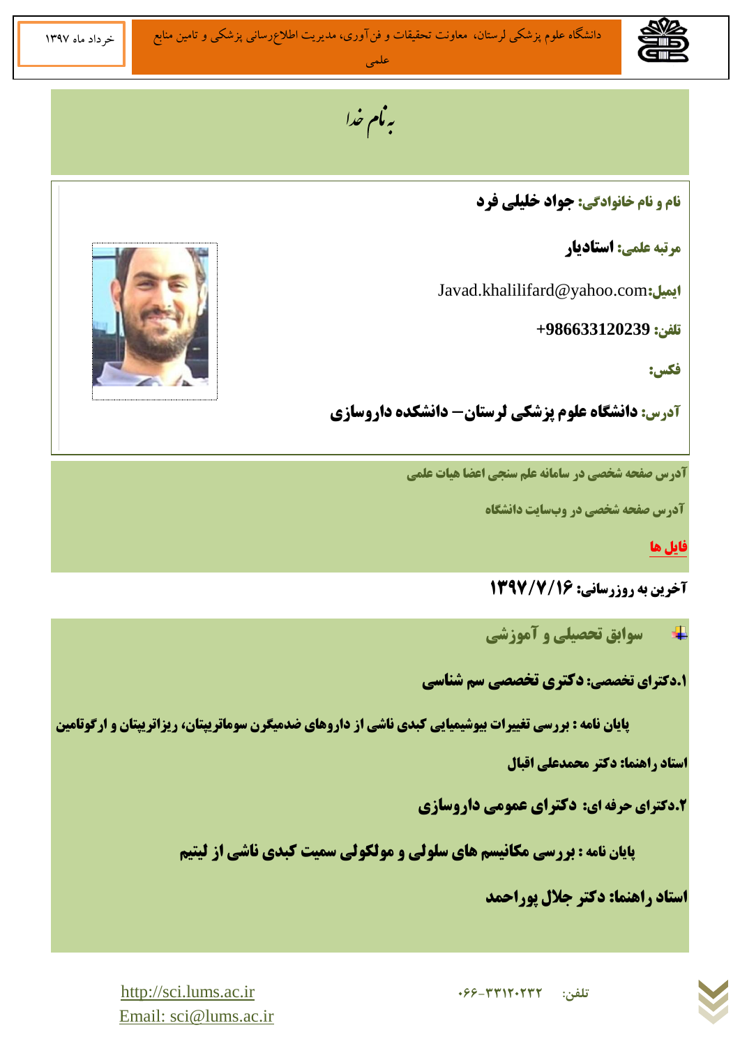# به نام خدا

**نام و نام خانوادگی:** **جواد خلیلی فرد**

**مرتبه علمی:** **استادیار**

**ایمیل:** Javad.khalilifard@yahoo.com

**تلفن:** **+986633120239**

**فکس:**

**آدرس:** **دانشگاه علوم پزشکی لرستان – دانشکده داروسازی**

**آدرس صفحه شخصی در سامانه علم سنجی اعضا هیات علمی**

**آدرس صفحه شخصی در وبسایت دانشگاه**

**فایل ها**

**آخرین به روزرسانی: ۱۳۹۷/۷/۱۶**

## سوابق تحصیلی و آموزشی

**۱.دکترای تخصصی: دکتری تخصصی سم شناسی**

**پایان نامه : بررسی تغییرات بیوشیمیایی کبدی ناشی از داروهای ضدمیگرن سوماتریپتان، ریزاتریپتان و ارگوتامین**

**استاد راهنما: دکتر محمدعلی اقبال**

**۲.دکترای حرفه ای: دکترای عمومی داروسازی**

**پایان نامه : بررسی مکانیسم های سلولی و مولکولی سمیت کبدی ناشی از لیتیم**

**استاد راهنما: دکتر جلال پوراحمد**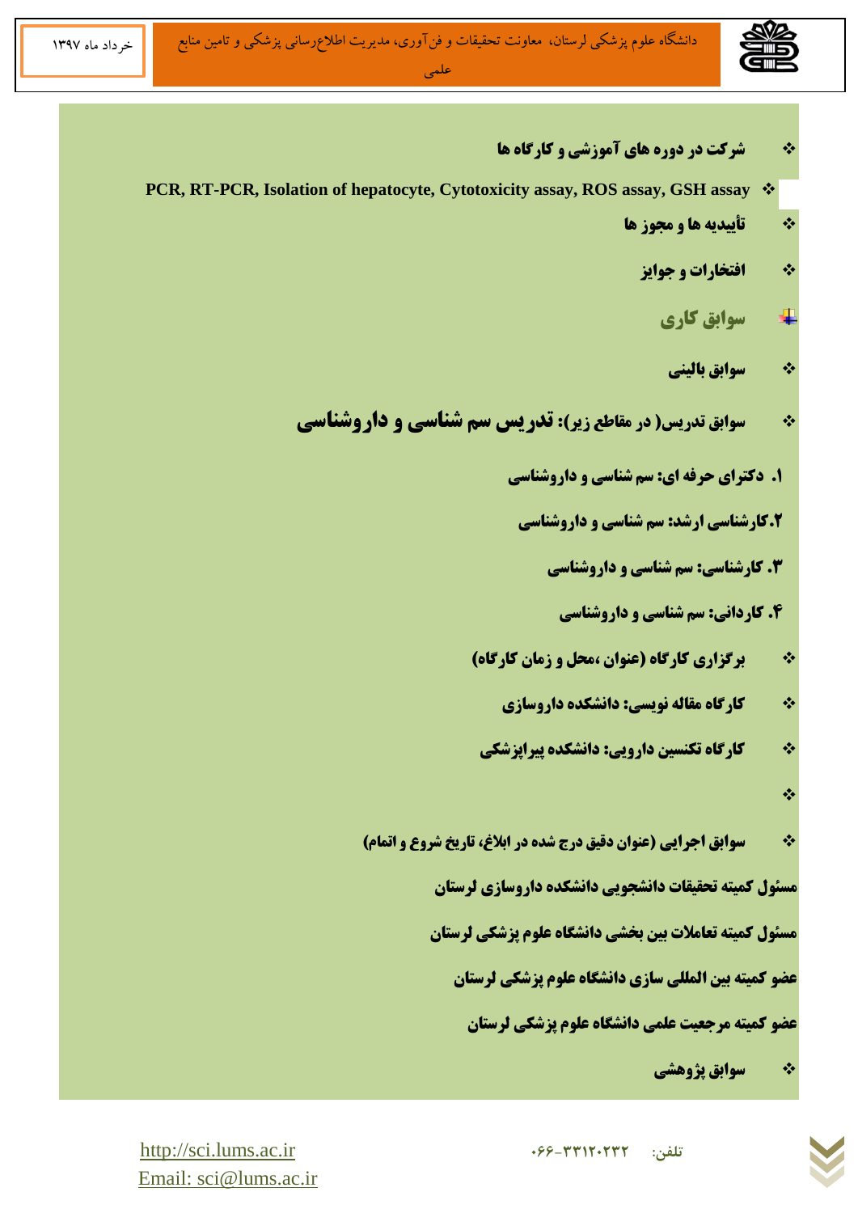- **شرکت در دوره های آموزشی و کارگاه ها**
- **PCR, RT-PCR, Isolation of hepatocyte, Cytotoxicity assay, ROS assay, GSH assay**
- **تأییدیه ها و مجوز ها**
- **افتخارات و جوایز**

## سوابق کاری

- **سوابق بالینی**
- **سوابق تدریس( در مقاطع زیر): تدریس سم شناسی و داروشناسی**

**۱. دکترای حرفه ای: سم شناسی و داروشناسی**

**۲.کارشناسی ارشد: سم شناسی و داروشناسی**

**۳. کارشناسی: سم شناسی و داروشناسی**

**۴. کاردانی: سم شناسی و داروشناسی**

- **برگزاری کارگاه (عنوان ،محل و زمان کارگاه)**
- **کارگاه مقاله نویسی: دانشکده داروسازی**
- **کارگاه تکنسین دارویی: دانشکده پیراپزشکی**
- 
- **سوابق اجرایی (عنوان دقیق درج شده در ابلاغ، تاریخ شروع و اتمام)**

**مسئول کمیته تحقیقات دانشجویی دانشکده داروسازی لرستان**

**مسئول کمیته تعاملات بین بخشی دانشگاه علوم پزشکی لرستان**

**عضو کمیته بین المللی سازی دانشگاه علوم پزشکی لرستان**

**عضو کمیته مرجعیت علمی دانشگاه علوم پزشکی لرستان**

- **سوابق پژوهشی**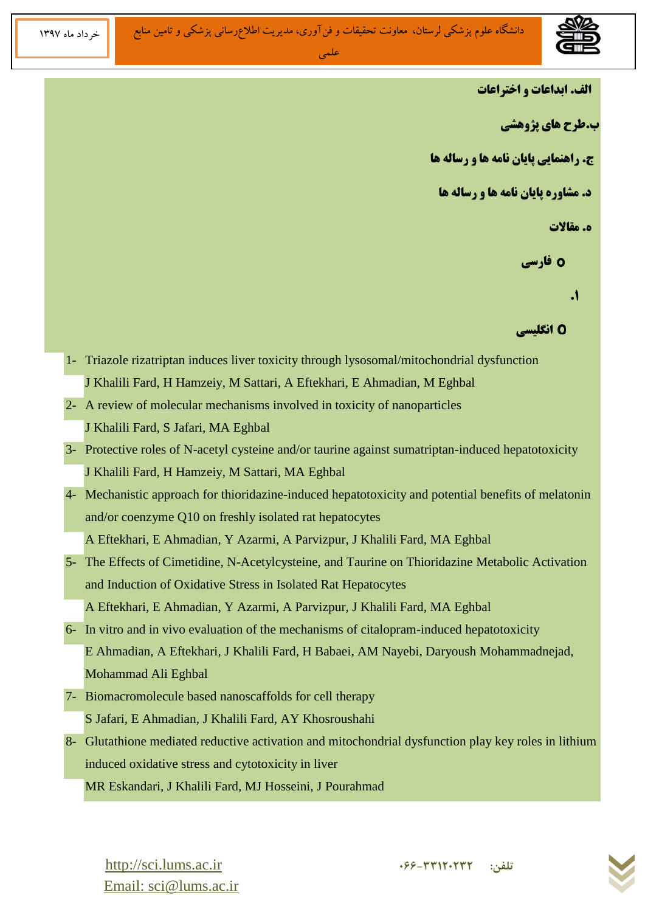**الف. ابداعات و اختراعات**

**ب.طرح های پژوهشی**

**ج. راهنمایی پایان نامه ها و رساله ها**

**د. مشاوره پایان نامه ها و رساله ها**

**ه. مقالات**

- **فارسی**

۱.

- **انگلیسی**

1- Triazole rizatriptan induces liver toxicity through lysosomal/mitochondrial dysfunction
J Khalili Fard, H Hamzeiy, M Sattari, A Eftekhari, E Ahmadian, M Eghbal

2- A review of molecular mechanisms involved in toxicity of nanoparticles
J Khalili Fard, S Jafari, MA Eghbal

3- Protective roles of N-acetyl cysteine and/or taurine against sumatriptan-induced hepatotoxicity
J Khalili Fard, H Hamzeiy, M Sattari, MA Eghbal

4- Mechanistic approach for thioridazine-induced hepatotoxicity and potential benefits of melatonin and/or coenzyme Q10 on freshly isolated rat hepatocytes
A Eftekhari, E Ahmadian, Y Azarmi, A Parvizpur, J Khalili Fard, MA Eghbal

5- The Effects of Cimetidine, N-Acetylcysteine, and Taurine on Thioridazine Metabolic Activation and Induction of Oxidative Stress in Isolated Rat Hepatocytes
A Eftekhari, E Ahmadian, Y Azarmi, A Parvizpur, J Khalili Fard, MA Eghbal

6- In vitro and in vivo evaluation of the mechanisms of citalopram-induced hepatotoxicity
E Ahmadian, A Eftekhari, J Khalili Fard, H Babaei, AM Nayebi, Daryoush Mohammadnejad, Mohammad Ali Eghbal

7- Biomacromolecule based nanoscaffolds for cell therapy
S Jafari, E Ahmadian, J Khalili Fard, AY Khosroushahi

8- Glutathione mediated reductive activation and mitochondrial dysfunction play key roles in lithium induced oxidative stress and cytotoxicity in liver
MR Eskandari, J Khalili Fard, MJ Hosseini, J Pourahmad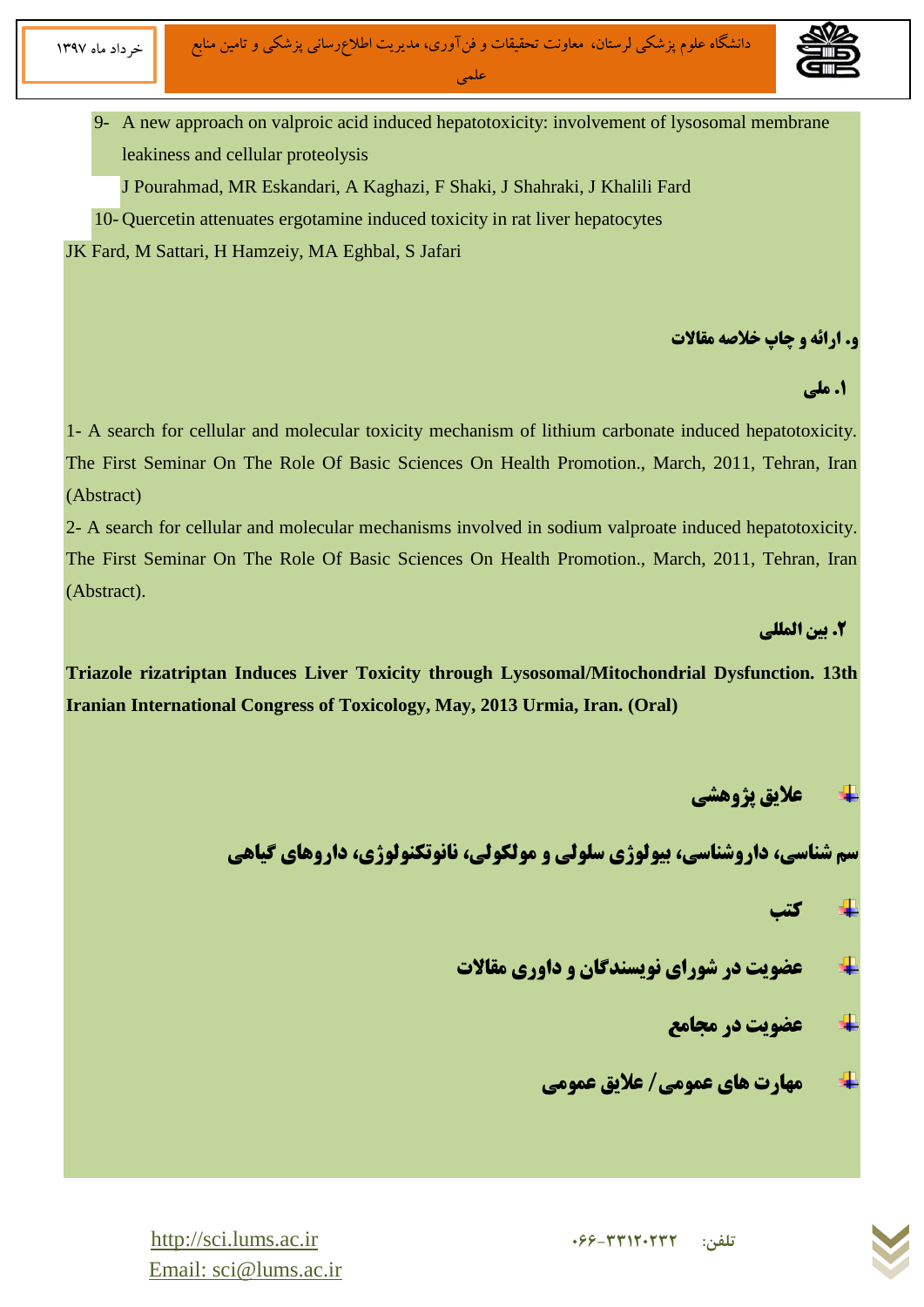9- A new approach on valproic acid induced hepatotoxicity: involvement of lysosomal membrane leakiness and cellular proteolysis
J Pourahmad, MR Eskandari, A Kaghazi, F Shaki, J Shahraki, J Khalili Fard

10- Quercetin attenuates ergotamine induced toxicity in rat liver hepatocytes
JK Fard, M Sattari, H Hamzeiy, MA Eghbal, S Jafari

### و. ارائه و چاپ خلاصه مقالات

#### ۱. ملی

1- A search for cellular and molecular toxicity mechanism of lithium carbonate induced hepatotoxicity. The First Seminar On The Role Of Basic Sciences On Health Promotion., March, 2011, Tehran, Iran (Abstract)

2- A search for cellular and molecular mechanisms involved in sodium valproate induced hepatotoxicity. The First Seminar On The Role Of Basic Sciences On Health Promotion., March, 2011, Tehran, Iran (Abstract).

#### ۲. بین المللی

**Triazole rizatriptan Induces Liver Toxicity through Lysosomal/Mitochondrial Dysfunction. 13th Iranian International Congress of Toxicology, May, 2013 Urmia, Iran. (Oral)**

## علایق پژوهشی

**سم شناسی، داروشناسی، بیولوژی سلولی و مولکولی، نانوتکنولوژی، داروهای گیاهی**

## کتب

## عضویت در شورای نویسندگان و داوری مقالات

## عضویت در مجامع

## مهارت های عمومی / علایق عمومی